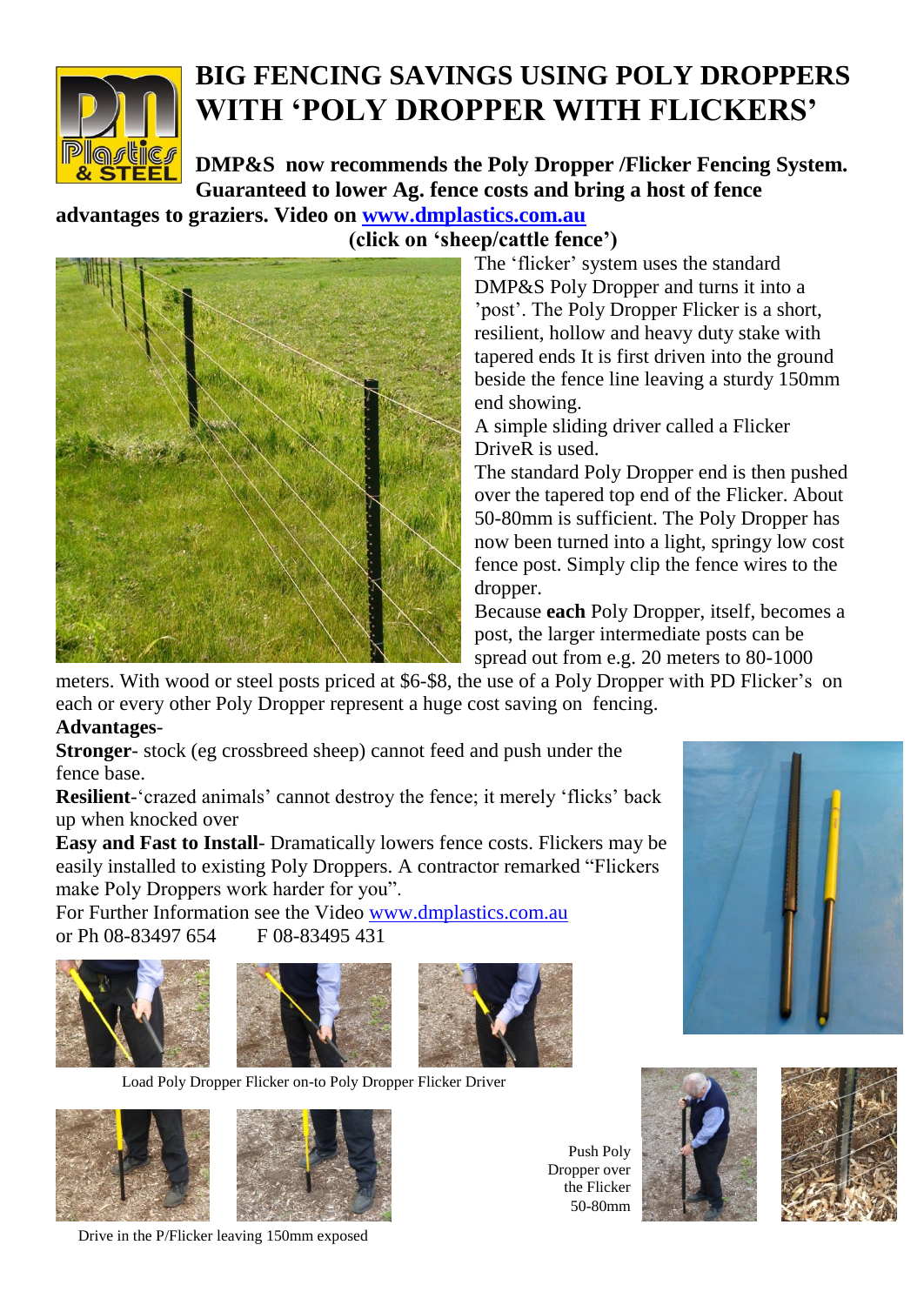# BIG FENCING SAVINGS USING POLY DROPPERS WITH 'POLY DROPPER WITH FLICKERS'

**DMP&S now recommends the Poly Dropper /Flicker Fencing System. Guaranteed to lower Ag. fence costs and bring a host of fence advantages to graziers. Video on [www.dmplastics.com.au](http://www.dmplastics.com.au)**

**(click on 'sheep/cattle fence')**

The 'flicker' system uses the standard DMP&S Poly Dropper and turns it into a 'post'. The Poly Dropper Flicker is a short, resilient, hollow and heavy duty stake with tapered ends It is first driven into the ground beside the fence line leaving a sturdy 150mm end showing.

A simple sliding driver called a Flicker DriveR is used.

The standard Poly Dropper end is then pushed over the tapered top end of the Flicker. About 50-80mm is sufficient. The Poly Dropper has now been turned into a light, springy low cost fence post. Simply clip the fence wires to the dropper.

Because **each** Poly Dropper, itself, becomes a post, the larger intermediate posts can be spread out from e.g. 20 meters to 80-1000 meters. With wood or steel posts priced at $6-$8, the use of a Poly Dropper with PD Flicker's on each or every other Poly Dropper represent a huge cost saving on fencing.

**Advantages**-

**Stronger**- stock (eg crossbreed sheep) cannot feed and push under the fence base.

**Resilient**-'crazed animals' cannot destroy the fence; it merely 'flicks' back up when knocked over

**Easy and Fast to Install**- Dramatically lowers fence costs. Flickers may be easily installed to existing Poly Droppers. A contractor remarked "Flickers make Poly Droppers work harder for you".

For Further Information see the Video [www.dmplastics.com.au](http://www.dmplastics.com.au)

or Ph 08-83497 654 F 08-83495 431

Load Poly Dropper Flicker on-to Poly Dropper Flicker Driver

Drive in the P/Flicker leaving 150mm exposed

Push Poly Dropper over the Flicker 50-80mm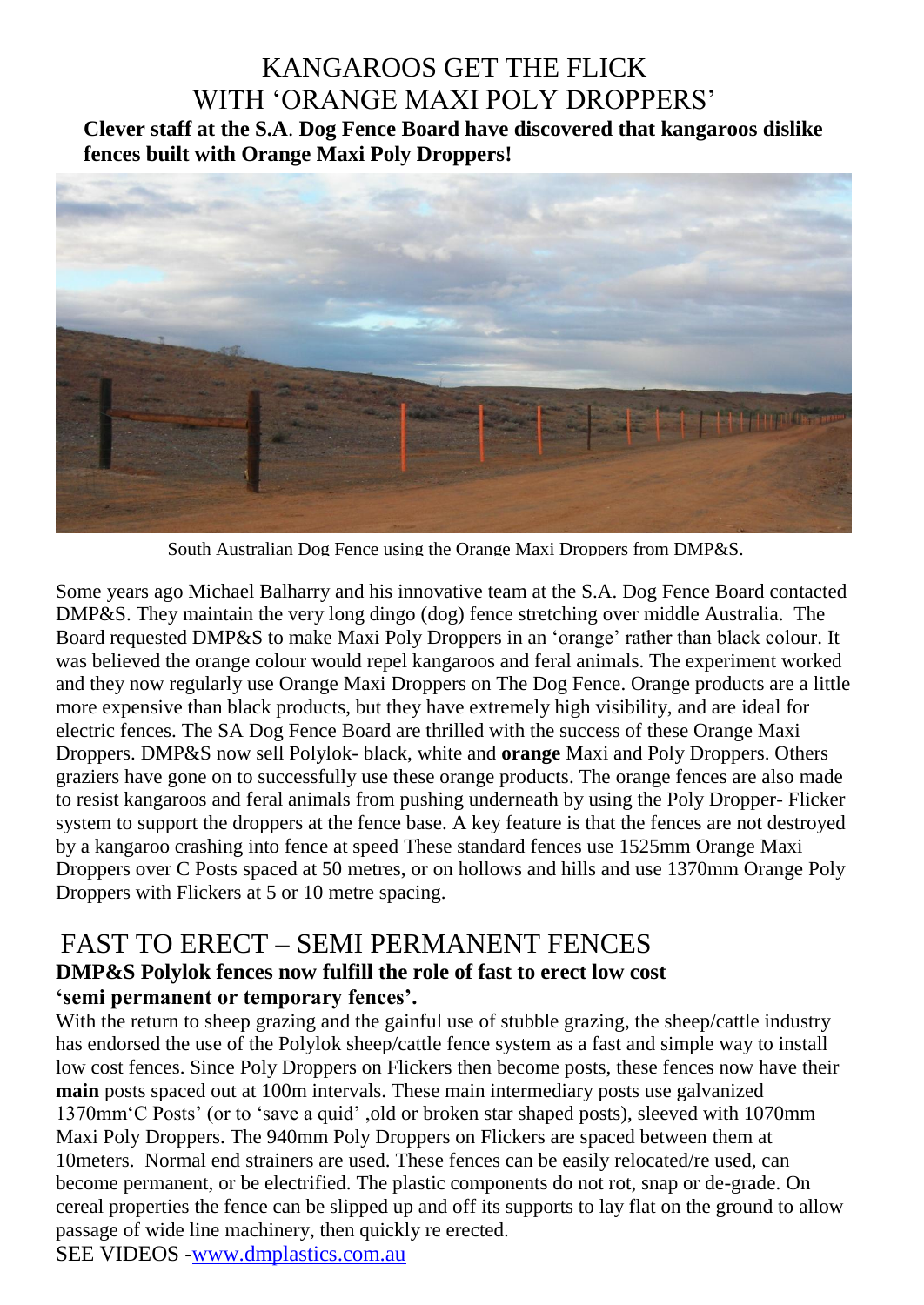# KANGAROOS GET THE FLICK WITH 'ORANGE MAXI POLY DROPPERS'

**Clever staff at the S.A. Dog Fence Board have discovered that kangaroos dislike fences built with Orange Maxi Poly Droppers!**

South Australian Dog Fence using the Orange Maxi Droppers from DMP&S.

Some years ago Michael Balharry and his innovative team at the S.A. Dog Fence Board contacted DMP&S. They maintain the very long dingo (dog) fence stretching over middle Australia. The Board requested DMP&S to make Maxi Poly Droppers in an 'orange' rather than black colour. It was believed the orange colour would repel kangaroos and feral animals. The experiment worked and they now regularly use Orange Maxi Droppers on The Dog Fence. Orange products are a little more expensive than black products, but they have extremely high visibility, and are ideal for electric fences. The SA Dog Fence Board are thrilled with the success of these Orange Maxi Droppers. DMP&S now sell Polylok- black, white and **orange** Maxi and Poly Droppers. Others graziers have gone on to successfully use these orange products. The orange fences are also made to resist kangaroos and feral animals from pushing underneath by using the Poly Dropper- Flicker system to support the droppers at the fence base. A key feature is that the fences are not destroyed by a kangaroo crashing into fence at speed These standard fences use 1525mm Orange Maxi Droppers over C Posts spaced at 50 metres, or on hollows and hills and use 1370mm Orange Poly Droppers with Flickers at 5 or 10 metre spacing.

# FAST TO ERECT – SEMI PERMANENT FENCES

**DMP&S Polylok fences now fulfill the role of fast to erect low cost 'semi permanent or temporary fences'.**

With the return to sheep grazing and the gainful use of stubble grazing, the sheep/cattle industry has endorsed the use of the Polylok sheep/cattle fence system as a fast and simple way to install low cost fences. Since Poly Droppers on Flickers then become posts, these fences now have their **main** posts spaced out at 100m intervals. These main intermediary posts use galvanized 1370mm'C Posts' (or to 'save a quid' ,old or broken star shaped posts), sleeved with 1070mm Maxi Poly Droppers. The 940mm Poly Droppers on Flickers are spaced between them at 10meters. Normal end strainers are used. These fences can be easily relocated/re used, can become permanent, or be electrified. The plastic components do not rot, snap or de-grade. On cereal properties the fence can be slipped up and off its supports to lay flat on the ground to allow passage of wide line machinery, then quickly re erected.

SEE VIDEOS -[www.dmplastics.com.au](www.dmplastics.com.au)